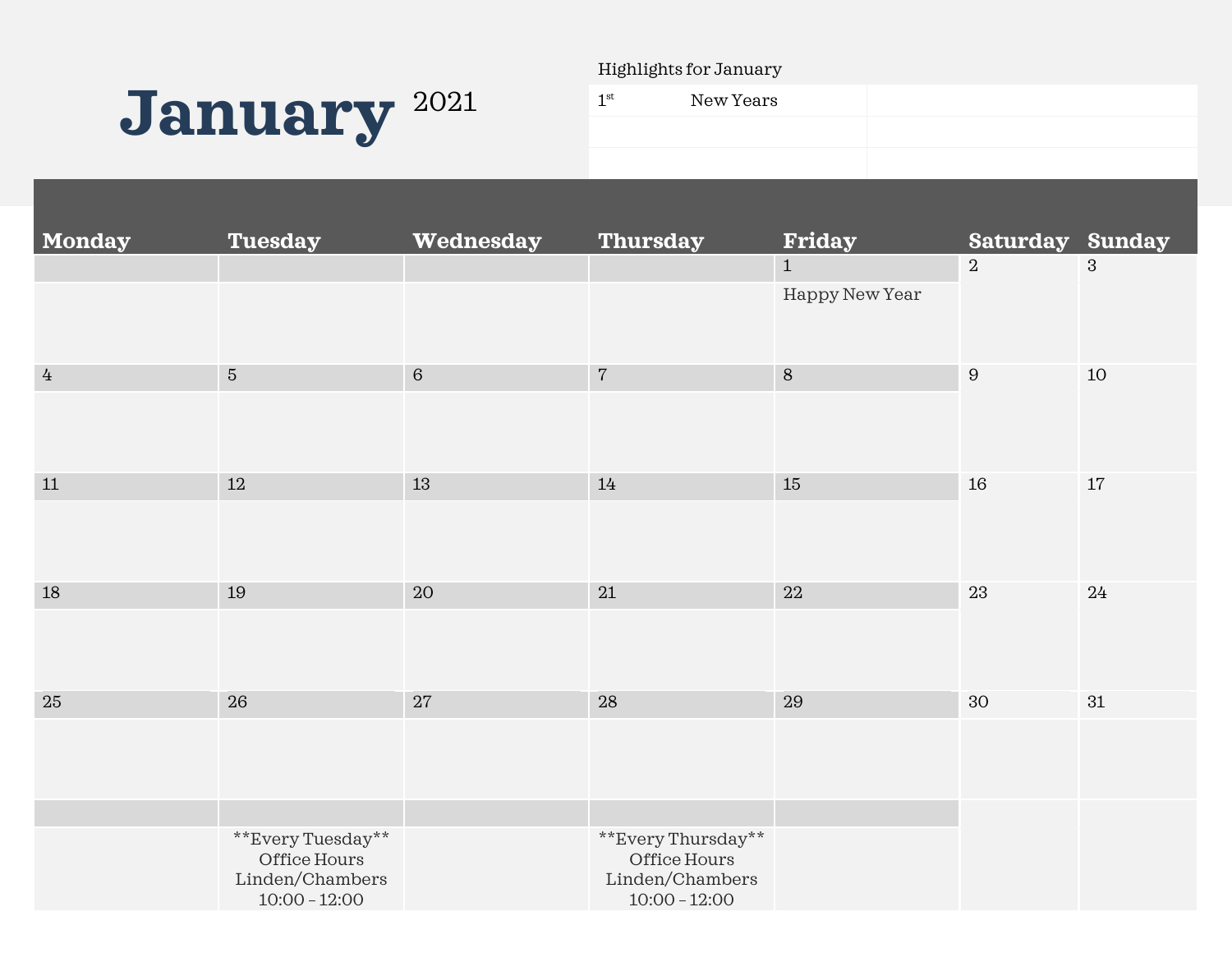# January 2021

Highlights for January

| | | |
|---|---|---|
| 1st | New Years | |
| | | |
| | | |

| Monday | Tuesday | Wednesday | Thursday | Friday | Saturday | Sunday |
|---|---|---|---|---|---|---|
| | | | | 1<br>Happy New Year | 2 | 3 |
| 4 | 5 | 6 | 7 | 8 | 9 | 10 |
| 11 | 12 | 13 | 14 | 15 | 16 | 17 |
| 18 | 19 | 20 | 21 | 22 | 23 | 24 |
| 25 | 26 | 27 | 28 | 29 | 30 | 31 |
| | **Every Tuesday**<br>Office Hours<br>Linden/Chambers<br>10:00 – 12:00 | | **Every Thursday**<br>Office Hours<br>Linden/Chambers<br>10:00 – 12:00 | | | |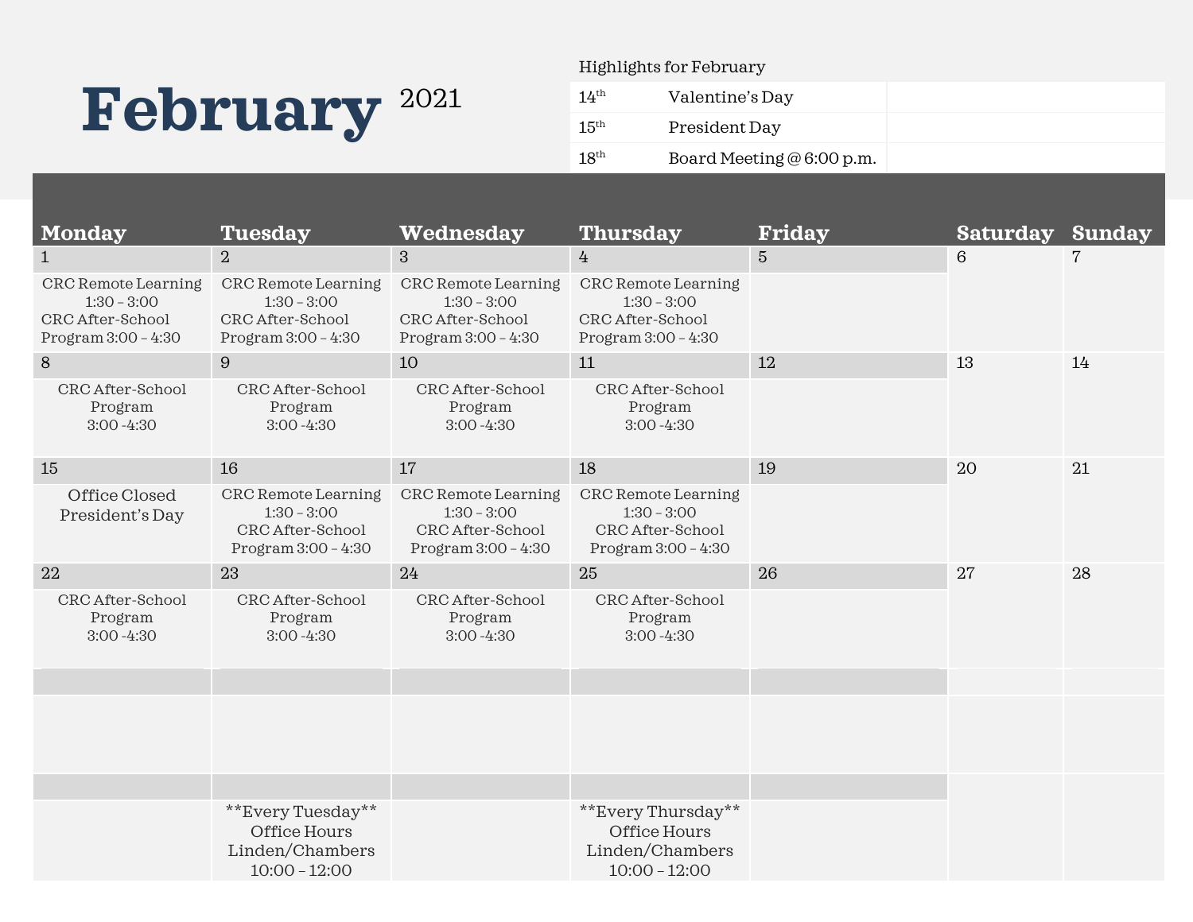# February 2021

Highlights for February

| | | |
|---|---|---|
| 14th | Valentine's Day | |
| 15th | President Day | |
| 18th | Board Meeting @ 6:00 p.m. | |

| Monday | Tuesday | Wednesday | Thursday | Friday | Saturday | Sunday |
|---|---|---|---|---|---|---|
| 1<br>CRC Remote Learning 1:30 – 3:00<br>CRC After-School Program 3:00 – 4:30 | 2<br>CRC Remote Learning 1:30 – 3:00<br>CRC After-School Program 3:00 – 4:30 | 3<br>CRC Remote Learning 1:30 – 3:00<br>CRC After-School Program 3:00 – 4:30 | 4<br>CRC Remote Learning 1:30 – 3:00<br>CRC After-School Program 3:00 – 4:30 | 5 | 6 | 7 |
| 8<br>CRC After-School Program 3:00 -4:30 | 9<br>CRC After-School Program 3:00 -4:30 | 10<br>CRC After-School Program 3:00 -4:30 | 11<br>CRC After-School Program 3:00 -4:30 | 12 | 13 | 14 |
| 15<br>Office Closed President's Day | 16<br>CRC Remote Learning 1:30 – 3:00<br>CRC After-School Program 3:00 – 4:30 | 17<br>CRC Remote Learning 1:30 – 3:00<br>CRC After-School Program 3:00 – 4:30 | 18<br>CRC Remote Learning 1:30 – 3:00<br>CRC After-School Program 3:00 – 4:30 | 19 | 20 | 21 |
| 22<br>CRC After-School Program 3:00 -4:30 | 23<br>CRC After-School Program 3:00 -4:30 | 24<br>CRC After-School Program 3:00 -4:30 | 25<br>CRC After-School Program 3:00 -4:30 | 26 | 27 | 28 |
| | | | | | | |
| | **Every Tuesday**<br>Office Hours<br>Linden/Chambers<br>10:00 – 12:00 | | **Every Thursday**<br>Office Hours<br>Linden/Chambers<br>10:00 – 12:00 | | | |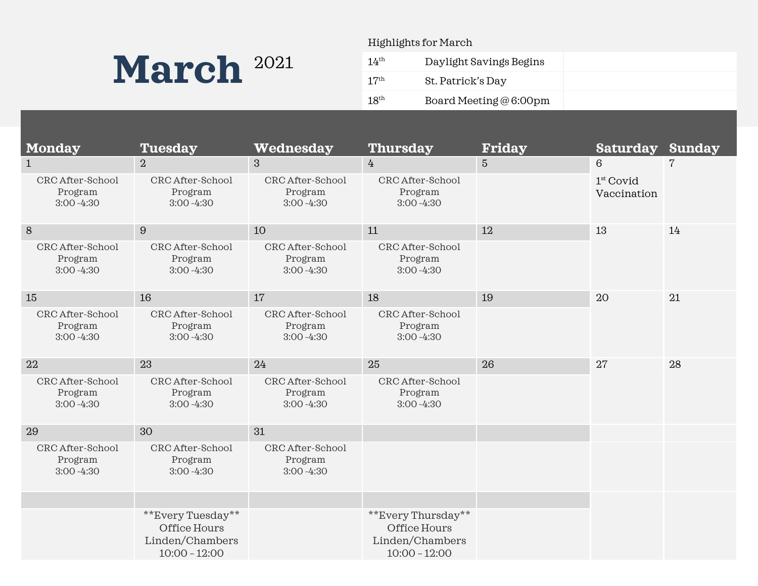# March 2021

**Highlights for March**

| | | |
|---|---|---|
| 14th | Daylight Savings Begins | |
| 17th | St. Patrick's Day | |
| 18th | Board Meeting @ 6:00pm | |

| Monday | Tuesday | Wednesday | Thursday | Friday | Saturday | Sunday |
|---|---|---|---|---|---|---|
| 1<br>CRC After-School Program 3:00 -4:30 | 2<br>CRC After-School Program 3:00 -4:30 | 3<br>CRC After-School Program 3:00 -4:30 | 4<br>CRC After-School Program 3:00 -4:30 | 5 | 6<br>1st Covid Vaccination | 7 |
| 8<br>CRC After-School Program 3:00 -4:30 | 9<br>CRC After-School Program 3:00 -4:30 | 10<br>CRC After-School Program 3:00 -4:30 | 11<br>CRC After-School Program 3:00 -4:30 | 12 | 13 | 14 |
| 15<br>CRC After-School Program 3:00 -4:30 | 16<br>CRC After-School Program 3:00 -4:30 | 17<br>CRC After-School Program 3:00 -4:30 | 18<br>CRC After-School Program 3:00 -4:30 | 19 | 20 | 21 |
| 22<br>CRC After-School Program 3:00 -4:30 | 23<br>CRC After-School Program 3:00 -4:30 | 24<br>CRC After-School Program 3:00 -4:30 | 25<br>CRC After-School Program 3:00 -4:30 | 26 | 27 | 28 |
| 29<br>CRC After-School Program 3:00 -4:30 | 30<br>CRC After-School Program 3:00 -4:30 | 31<br>CRC After-School Program 3:00 -4:30 | | | | |
| | **Every Tuesday**<br>Office Hours<br>Linden/Chambers<br>10:00 – 12:00 | | **Every Thursday**<br>Office Hours<br>Linden/Chambers<br>10:00 – 12:00 | | | |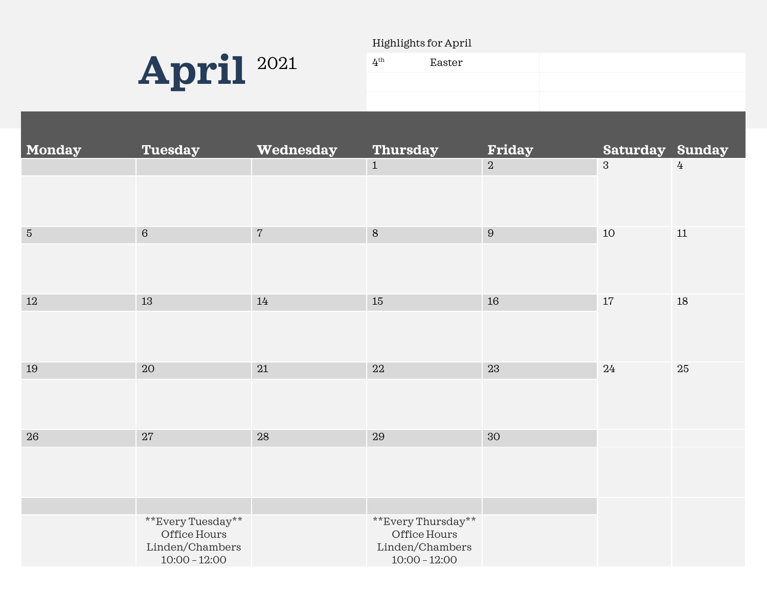# April 2021

Highlights for April

| | | |
|---|---|---|
| 4th | Easter | |
| | | |
| | | |

| Monday | Tuesday | Wednesday | Thursday | Friday | Saturday | Sunday |
|---|---|---|---|---|---|---|
| | | | 1 | 2 | 3 | 4 |
| 5 | 6 | 7 | 8 | 9 | 10 | 11 |
| 12 | 13 | 14 | 15 | 16 | 17 | 18 |
| 19 | 20 | 21 | 22 | 23 | 24 | 25 |
| 26 | 27 | 28 | 29 | 30 | | |
| | **Every Tuesday** Office Hours Linden/Chambers 10:00 – 12:00 | | **Every Thursday** Office Hours Linden/Chambers 10:00 – 12:00 | | | |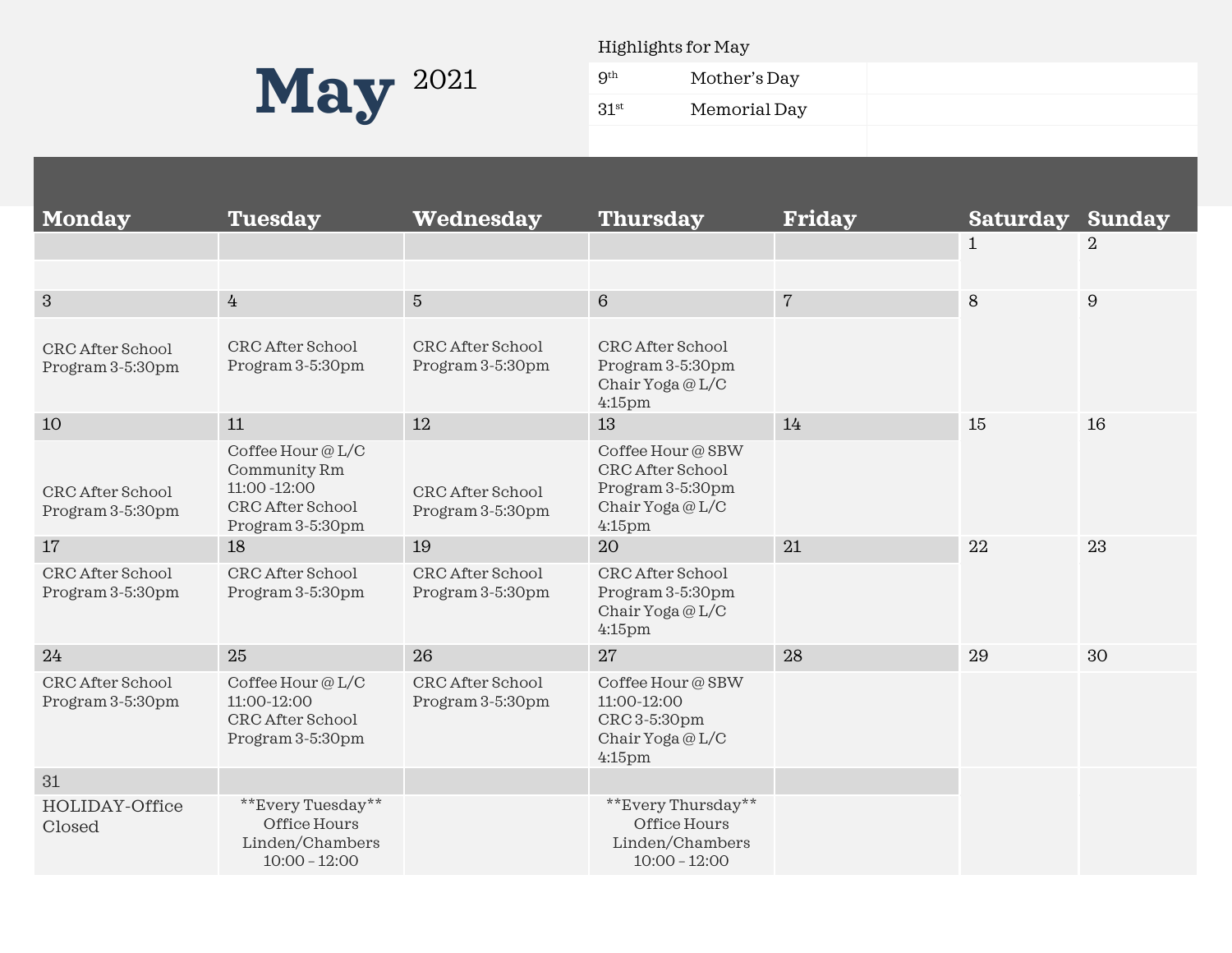# May 2021

**Highlights for May**

| | |
|---|---|
| 9th | Mother's Day |
| 31st | Memorial Day |

| Monday | Tuesday | Wednesday | Thursday | Friday | Saturday | Sunday |
|---|---|---|---|---|---|---|
| | | | | | 1 | 2 |
| 3<br>CRC After School Program 3-5:30pm | 4<br>CRC After School Program 3-5:30pm | 5<br>CRC After School Program 3-5:30pm | 6<br>CRC After School Program 3-5:30pm<br>Chair Yoga @ L/C 4:15pm | 7 | 8 | 9 |
| 10<br>CRC After School Program 3-5:30pm | 11<br>Coffee Hour @ L/C Community Rm 11:00 -12:00<br>CRC After School Program 3-5:30pm | 12<br>CRC After School Program 3-5:30pm | 13<br>Coffee Hour @ SBW<br>CRC After School Program 3-5:30pm<br>Chair Yoga @ L/C 4:15pm | 14 | 15 | 16 |
| 17<br>CRC After School Program 3-5:30pm | 18<br>CRC After School Program 3-5:30pm | 19<br>CRC After School Program 3-5:30pm | 20<br>CRC After School Program 3-5:30pm<br>Chair Yoga @ L/C 4:15pm | 21 | 22 | 23 |
| 24<br>CRC After School Program 3-5:30pm | 25<br>Coffee Hour @ L/C 11:00-12:00<br>CRC After School Program 3-5:30pm | 26<br>CRC After School Program 3-5:30pm | 27<br>Coffee Hour @ SBW 11:00-12:00<br>CRC 3-5:30pm<br>Chair Yoga @ L/C 4:15pm | 28 | 29 | 30 |
| 31<br>HOLIDAY-Office Closed | **Every Tuesday**<br>Office Hours Linden/Chambers 10:00 – 12:00 | | **Every Thursday**<br>Office Hours Linden/Chambers 10:00 – 12:00 | | | |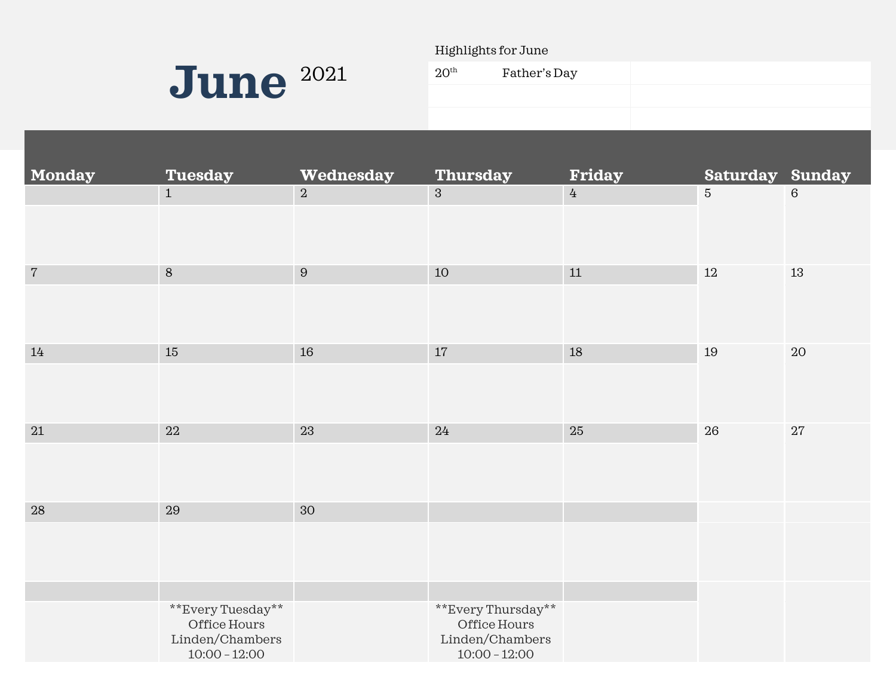# June 2021

Highlights for June

| | | |
|---|---|---|
| 20th | Father's Day | |
| | | |
| | | |

| Monday | Tuesday | Wednesday | Thursday | Friday | Saturday | Sunday |
|---|---|---|---|---|---|---|
| | 1 | 2 | 3 | 4 | 5 | 6 |
| 7 | 8 | 9 | 10 | 11 | 12 | 13 |
| 14 | 15 | 16 | 17 | 18 | 19 | 20 |
| 21 | 22 | 23 | 24 | 25 | 26 | 27 |
| 28 | 29 | 30 | | | | |
| | \*\*Every Tuesday\*\* Office Hours Linden/Chambers 10:00 – 12:00 | | \*\*Every Thursday\*\* Office Hours Linden/Chambers 10:00 – 12:00 | | | |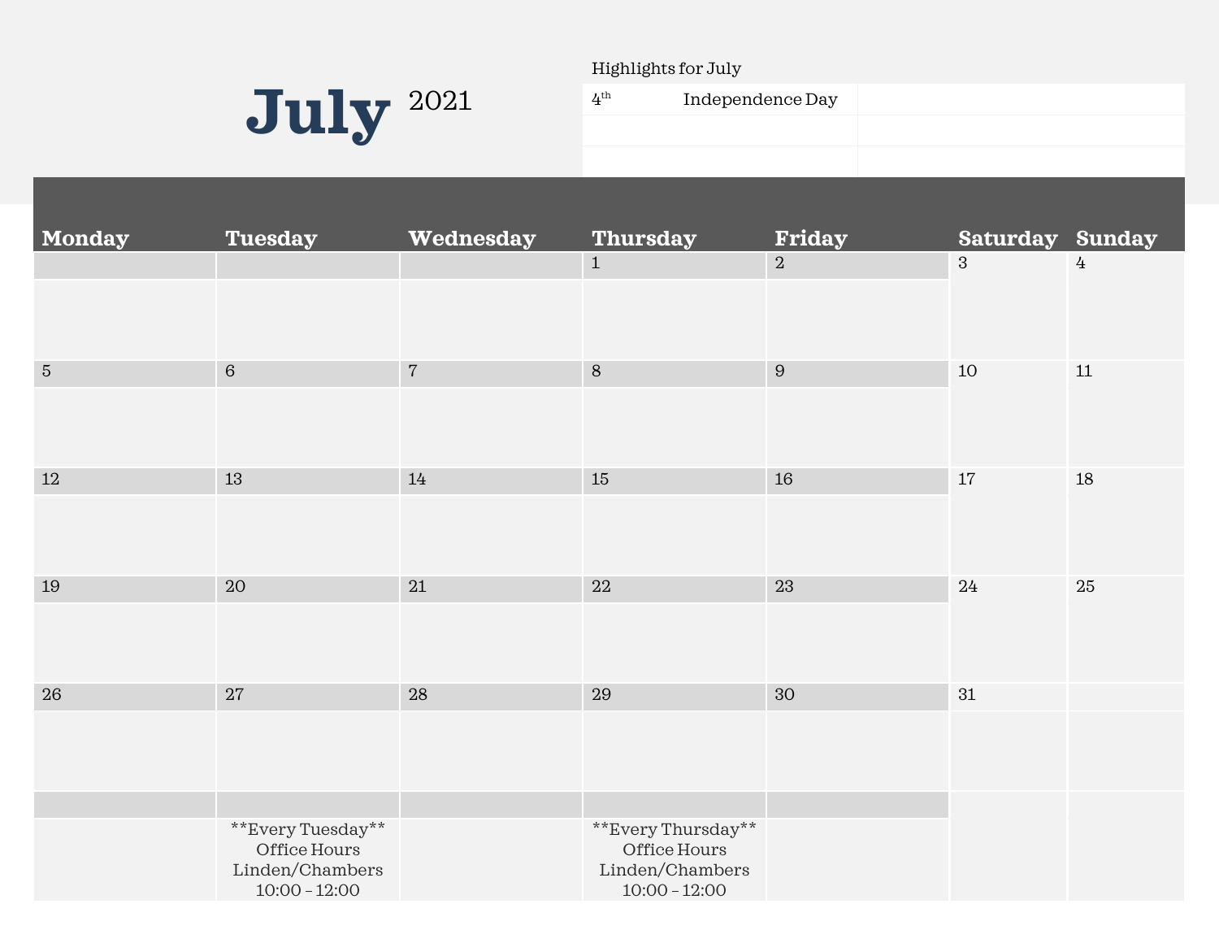# July 2021

Highlights for July

| | | |
|---|---|---|
| 4th | Independence Day | |
| | | |
| | | |

| Monday | Tuesday | Wednesday | Thursday | Friday | Saturday | Sunday |
|---|---|---|---|---|---|---|
| | | | 1 | 2 | 3 | 4 |
| 5 | 6 | 7 | 8 | 9 | 10 | 11 |
| 12 | 13 | 14 | 15 | 16 | 17 | 18 |
| 19 | 20 | 21 | 22 | 23 | 24 | 25 |
| 26 | 27 | 28 | 29 | 30 | 31 | |
| | **Every Tuesday** Office Hours Linden/Chambers 10:00 – 12:00 | | **Every Thursday** Office Hours Linden/Chambers 10:00 – 12:00 | | | |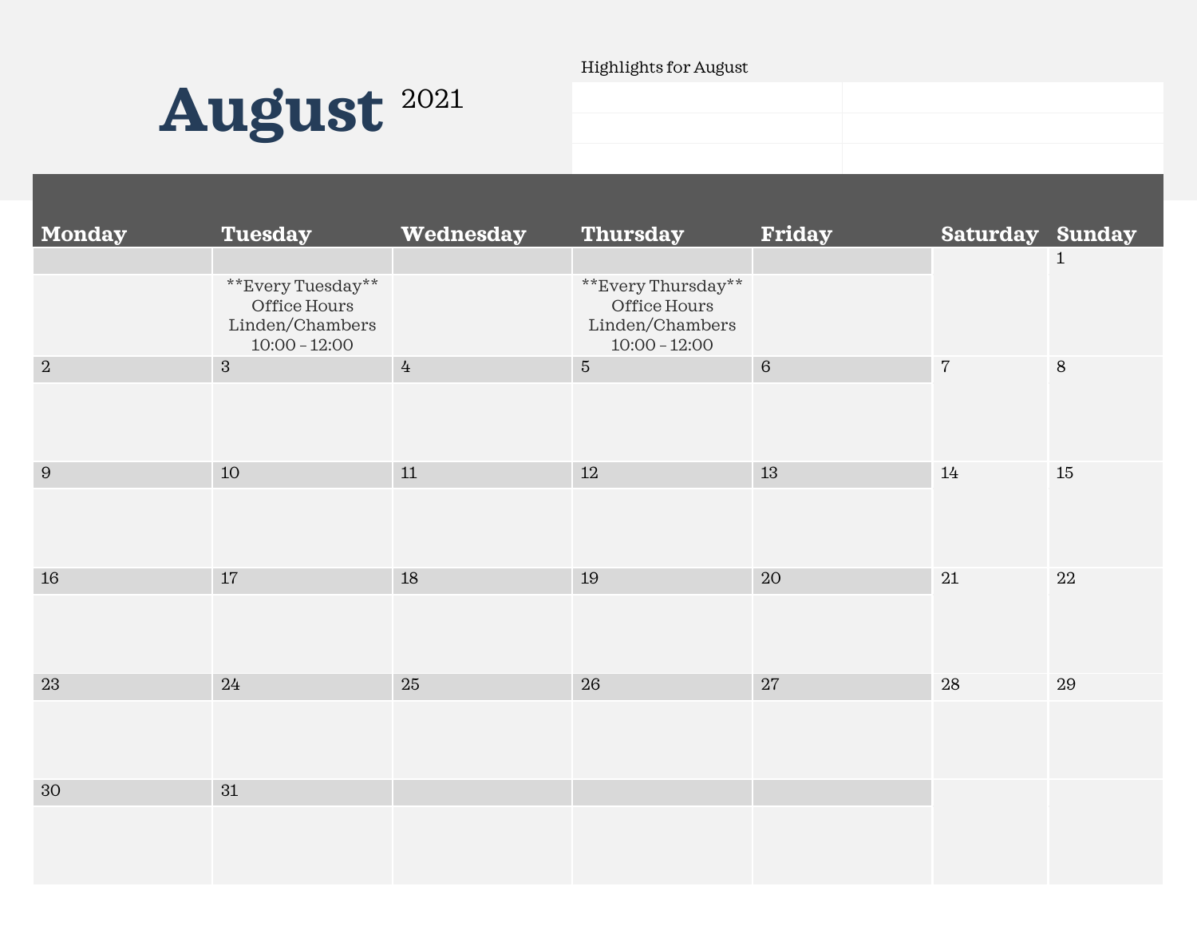# August 2021

Highlights for August

| | |
|---|---|
| | |
| | |
| | |

| Monday | Tuesday | Wednesday | Thursday | Friday | Saturday | Sunday |
|---|---|---|---|---|---|---|
| | **Every Tuesday** Office Hours Linden/Chambers 10:00 – 12:00 | | **Every Thursday** Office Hours Linden/Chambers 10:00 – 12:00 | | | 1 |
| 2 | 3 | 4 | 5 | 6 | 7 | 8 |
| 9 | 10 | 11 | 12 | 13 | 14 | 15 |
| 16 | 17 | 18 | 19 | 20 | 21 | 22 |
| 23 | 24 | 25 | 26 | 27 | 28 | 29 |
| 30 | 31 | | | | | |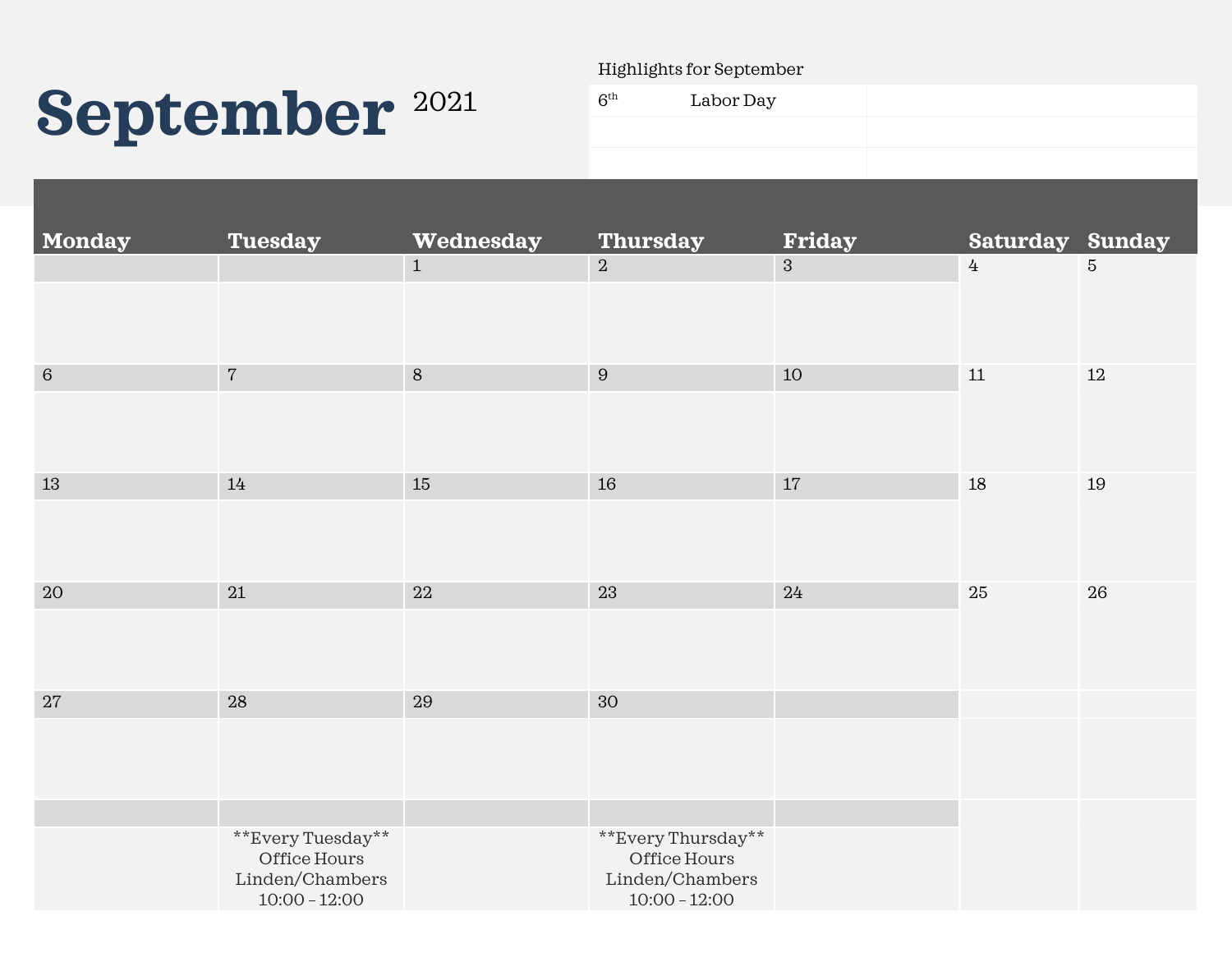# September 2021

Highlights for September

| | | |
|---|---|---|
| 6th | Labor Day | |
| | | |
| | | |

| Monday | Tuesday | Wednesday | Thursday | Friday | Saturday | Sunday |
|---|---|---|---|---|---|---|
| | | 1 | 2 | 3 | 4 | 5 |
| 6 | 7 | 8 | 9 | 10 | 11 | 12 |
| 13 | 14 | 15 | 16 | 17 | 18 | 19 |
| 20 | 21 | 22 | 23 | 24 | 25 | 26 |
| 27 | 28 | 29 | 30 | | | |
| | **Every Tuesday** Office Hours Linden/Chambers 10:00 – 12:00 | | **Every Thursday** Office Hours Linden/Chambers 10:00 – 12:00 | | | |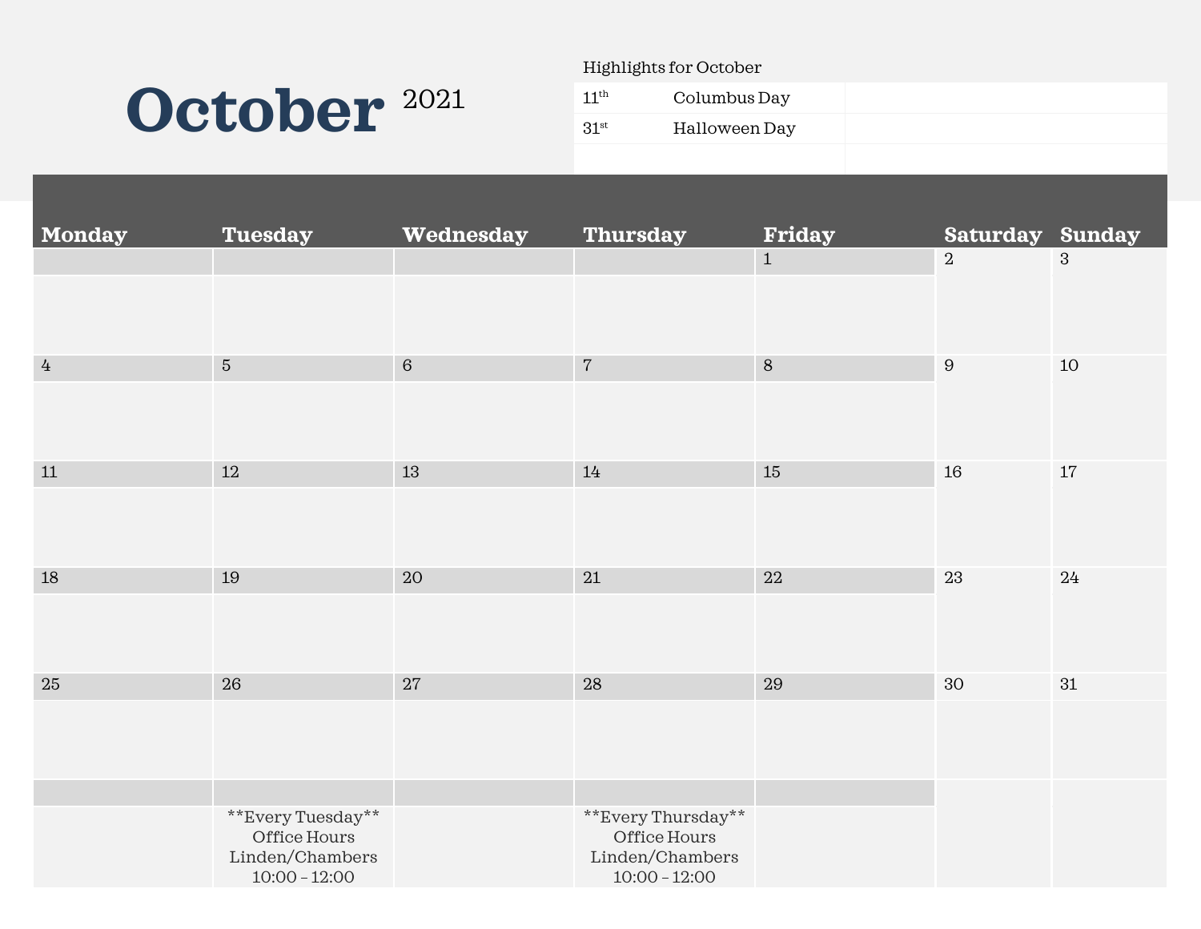# October 2021

Highlights for October

| | | |
|---|---|---|
| 11th | Columbus Day | |
| 31st | Halloween Day | |
| | | |

| Monday | Tuesday | Wednesday | Thursday | Friday | Saturday | Sunday |
|---|---|---|---|---|---|---|
| | | | | 1 | 2 | 3 |
| 4 | 5 | 6 | 7 | 8 | 9 | 10 |
| 11 | 12 | 13 | 14 | 15 | 16 | 17 |
| 18 | 19 | 20 | 21 | 22 | 23 | 24 |
| 25 | 26 | 27 | 28 | 29 | 30 | 31 |
| | **Every Tuesday** Office Hours Linden/Chambers 10:00 – 12:00 | | **Every Thursday** Office Hours Linden/Chambers 10:00 – 12:00 | | | |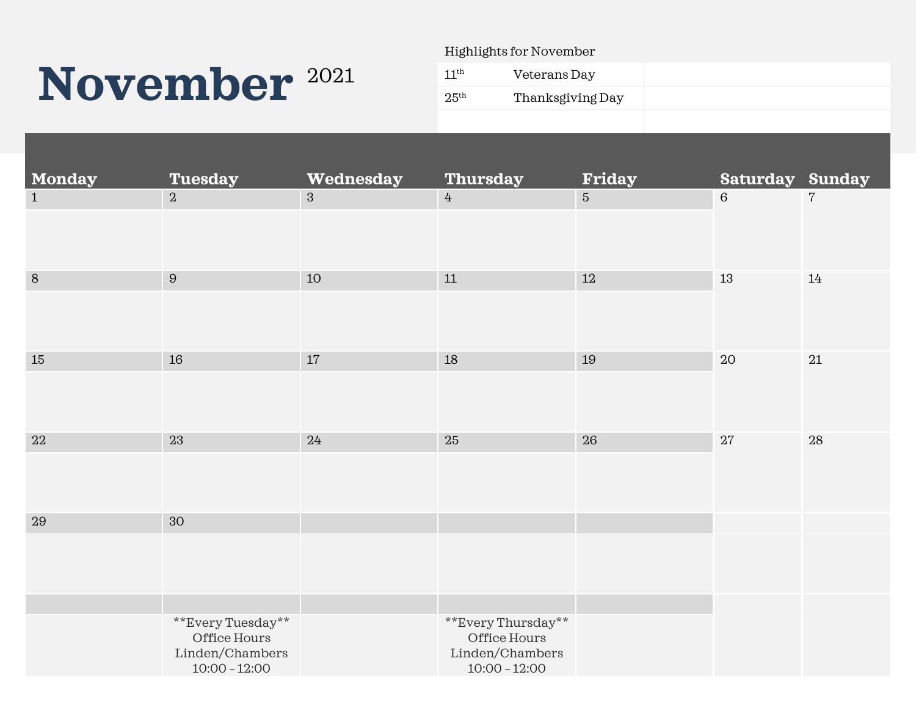# November 2021

Highlights for November

| | |
|---|---|
| 11th | Veterans Day |
| 25th | Thanksgiving Day |

| Monday | Tuesday | Wednesday | Thursday | Friday | Saturday | Sunday |
|---|---|---|---|---|---|---|
| 1 | 2 | 3 | 4 | 5 | 6 | 7 |
| 8 | 9 | 10 | 11 | 12 | 13 | 14 |
| 15 | 16 | 17 | 18 | 19 | 20 | 21 |
| 22 | 23 | 24 | 25 | 26 | 27 | 28 |
| 29 | 30 | | | | | |
| | **Every Tuesday** Office Hours Linden/Chambers 10:00 – 12:00 | | **Every Thursday** Office Hours Linden/Chambers 10:00 – 12:00 | | | |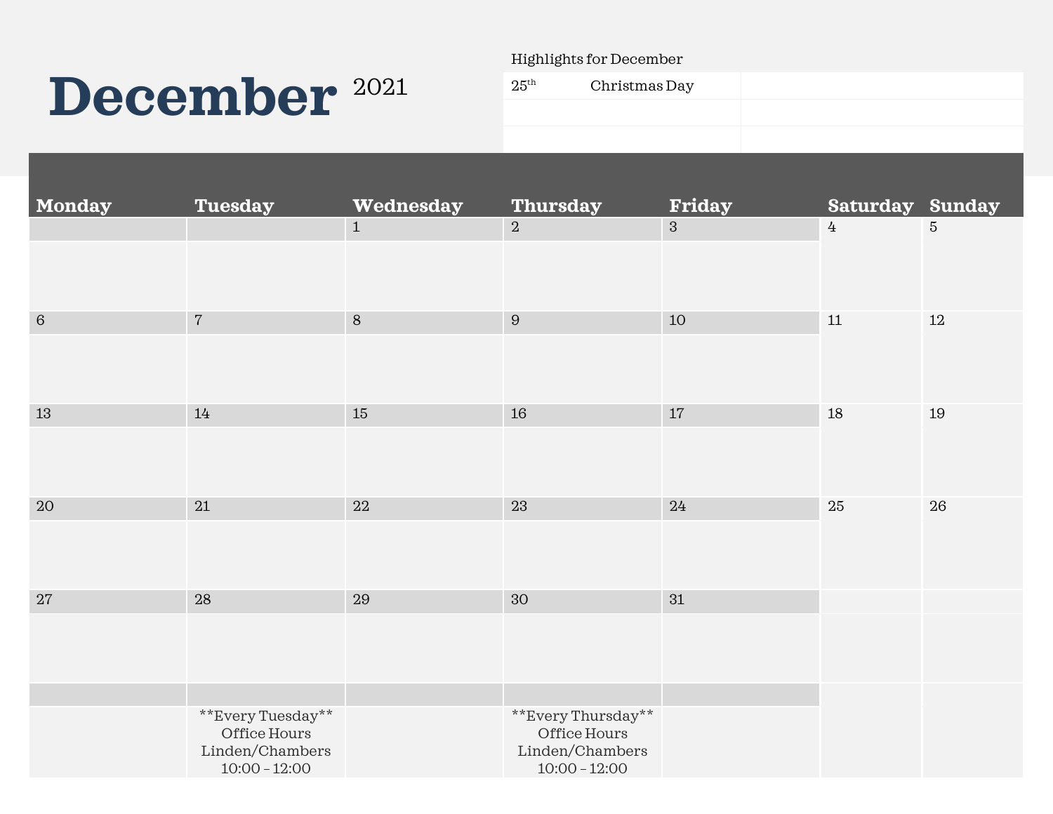# December 2021

Highlights for December

| | | |
|---|---|---|
| 25th | Christmas Day | |
| | | |
| | | |

| Monday | Tuesday | Wednesday | Thursday | Friday | Saturday | Sunday |
|---|---|---|---|---|---|---|
| | | 1 | 2 | 3 | 4 | 5 |
| 6 | 7 | 8 | 9 | 10 | 11 | 12 |
| 13 | 14 | 15 | 16 | 17 | 18 | 19 |
| 20 | 21 | 22 | 23 | 24 | 25 | 26 |
| 27 | 28 | 29 | 30 | 31 | | |
| | **Every Tuesday** Office Hours Linden/Chambers 10:00 – 12:00 | | **Every Thursday** Office Hours Linden/Chambers 10:00 – 12:00 | | | |